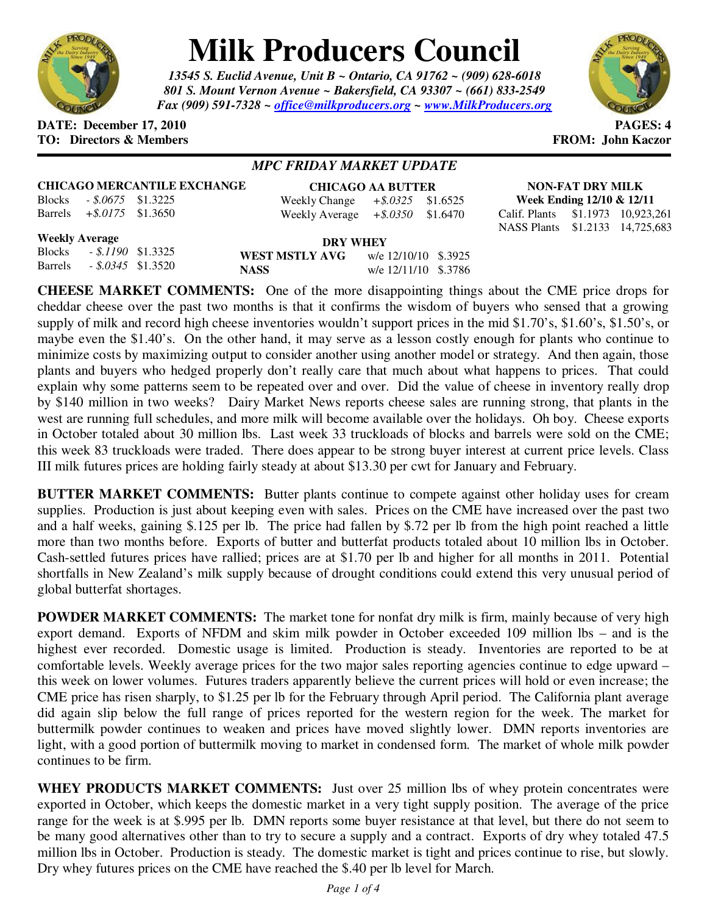# Milk Producers Council

*13545 S. Euclid Avenue, Unit B ~ Ontario, CA 91762 ~ (909) 628-6018*
*801 S. Mount Vernon Avenue ~ Bakersfield, CA 93307 ~ (661) 833-2549*
*Fax (909) 591-7328 ~ office@milkproducers.org ~ www.MilkProducers.org*

**DATE: December 17, 2010** **PAGES: 4**
**TO: Directors & Members** **FROM: John Kaczor**

## *MPC FRIDAY MARKET UPDATE*

**CHICAGO MERCANTILE EXCHANGE**

| | | |
|---|---|---|
| Blocks | *- $.0675* | $1.3225 |
| Barrels | *+$.0175* | $1.3650 |

**Weekly Average**

| | | |
|---|---|---|
| Blocks | *- $.1190* | $1.3325 |
| Barrels | *- $.0345* | $1.3520 |

**CHICAGO AA BUTTER**

| | | |
|---|---|---|
| Weekly Change | *+$.0325* | $1.6525 |
| Weekly Average | *+$.0350* | $1.6470 |

**DRY WHEY**

| | | |
|---|---|---|
| **WEST MSTLY AVG** | w/e 12/10/10 | $.3925 |
| **NASS** | w/e 12/11/10 | $.3786 |

**NON-FAT DRY MILK**
**Week Ending 12/10 & 12/11**

| | | |
|---|---|---|
| Calif. Plants | $1.1973 | 10,923,261 |
| NASS Plants | $1.2133 | 14,725,683 |

**CHEESE MARKET COMMENTS:** One of the more disappointing things about the CME price drops for cheddar cheese over the past two months is that it confirms the wisdom of buyers who sensed that a growing supply of milk and record high cheese inventories wouldn't support prices in the mid $1.70's, $1.60's, $1.50's, or maybe even the $1.40's. On the other hand, it may serve as a lesson costly enough for plants who continue to minimize costs by maximizing output to consider another using another model or strategy. And then again, those plants and buyers who hedged properly don't really care that much about what happens to prices. That could explain why some patterns seem to be repeated over and over. Did the value of cheese in inventory really drop by $140 million in two weeks? Dairy Market News reports cheese sales are running strong, that plants in the west are running full schedules, and more milk will become available over the holidays. Oh boy. Cheese exports in October totaled about 30 million lbs. Last week 33 truckloads of blocks and barrels were sold on the CME; this week 83 truckloads were traded. There does appear to be strong buyer interest at current price levels. Class III milk futures prices are holding fairly steady at about $13.30 per cwt for January and February.

**BUTTER MARKET COMMENTS:** Butter plants continue to compete against other holiday uses for cream supplies. Production is just about keeping even with sales. Prices on the CME have increased over the past two and a half weeks, gaining $.125 per lb. The price had fallen by $.72 per lb from the high point reached a little more than two months before. Exports of butter and butterfat products totaled about 10 million lbs in October. Cash-settled futures prices have rallied; prices are at $1.70 per lb and higher for all months in 2011. Potential shortfalls in New Zealand's milk supply because of drought conditions could extend this very unusual period of global butterfat shortages.

**POWDER MARKET COMMENTS:** The market tone for nonfat dry milk is firm, mainly because of very high export demand. Exports of NFDM and skim milk powder in October exceeded 109 million lbs – and is the highest ever recorded. Domestic usage is limited. Production is steady. Inventories are reported to be at comfortable levels. Weekly average prices for the two major sales reporting agencies continue to edge upward – this week on lower volumes. Futures traders apparently believe the current prices will hold or even increase; the CME price has risen sharply, to $1.25 per lb for the February through April period. The California plant average did again slip below the full range of prices reported for the western region for the week. The market for buttermilk powder continues to weaken and prices have moved slightly lower. DMN reports inventories are light, with a good portion of buttermilk moving to market in condensed form. The market of whole milk powder continues to be firm.

**WHEY PRODUCTS MARKET COMMENTS:** Just over 25 million lbs of whey protein concentrates were exported in October, which keeps the domestic market in a very tight supply position. The average of the price range for the week is at $.995 per lb. DMN reports some buyer resistance at that level, but there do not seem to be many good alternatives other than to try to secure a supply and a contract. Exports of dry whey totaled 47.5 million lbs in October. Production is steady. The domestic market is tight and prices continue to rise, but slowly. Dry whey futures prices on the CME have reached the $.40 per lb level for March.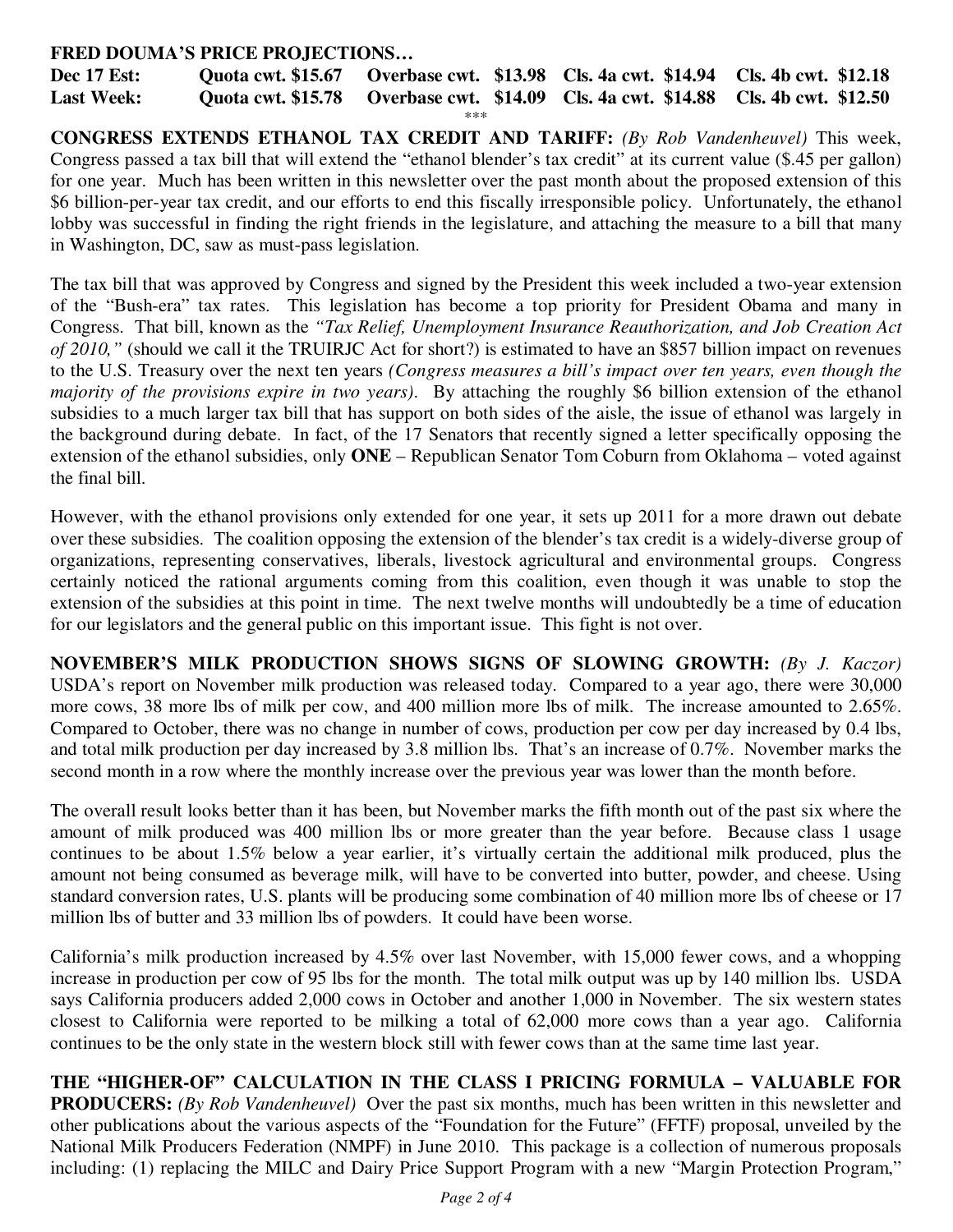**FRED DOUMA'S PRICE PROJECTIONS…**

| | | | | |
|---|---|---|---|---|
| **Dec 17 Est:** | **Quota cwt. $15.67** | **Overbase cwt. $13.98** | **Cls. 4a cwt. $14.94** | **Cls. 4b cwt. $12.18** |
| **Last Week:** | **Quota cwt. $15.78** | **Overbase cwt. $14.09** | **Cls. 4a cwt. $14.88** | **Cls. 4b cwt. $12.50** |

***

**CONGRESS EXTENDS ETHANOL TAX CREDIT AND TARIFF:** *(By Rob Vandenheuvel)* This week, Congress passed a tax bill that will extend the "ethanol blender's tax credit" at its current value ($.45 per gallon) for one year. Much has been written in this newsletter over the past month about the proposed extension of this $6 billion-per-year tax credit, and our efforts to end this fiscally irresponsible policy. Unfortunately, the ethanol lobby was successful in finding the right friends in the legislature, and attaching the measure to a bill that many in Washington, DC, saw as must-pass legislation.

The tax bill that was approved by Congress and signed by the President this week included a two-year extension of the "Bush-era" tax rates. This legislation has become a top priority for President Obama and many in Congress. That bill, known as the *"Tax Relief, Unemployment Insurance Reauthorization, and Job Creation Act of 2010,"* (should we call it the TRUIRJC Act for short?) is estimated to have an $857 billion impact on revenues to the U.S. Treasury over the next ten years *(Congress measures a bill's impact over ten years, even though the majority of the provisions expire in two years)*. By attaching the roughly $6 billion extension of the ethanol subsidies to a much larger tax bill that has support on both sides of the aisle, the issue of ethanol was largely in the background during debate. In fact, of the 17 Senators that recently signed a letter specifically opposing the extension of the ethanol subsidies, only **ONE** – Republican Senator Tom Coburn from Oklahoma – voted against the final bill.

However, with the ethanol provisions only extended for one year, it sets up 2011 for a more drawn out debate over these subsidies. The coalition opposing the extension of the blender's tax credit is a widely-diverse group of organizations, representing conservatives, liberals, livestock agricultural and environmental groups. Congress certainly noticed the rational arguments coming from this coalition, even though it was unable to stop the extension of the subsidies at this point in time. The next twelve months will undoubtedly be a time of education for our legislators and the general public on this important issue. This fight is not over.

**NOVEMBER'S MILK PRODUCTION SHOWS SIGNS OF SLOWING GROWTH:** *(By J. Kaczor)* USDA's report on November milk production was released today. Compared to a year ago, there were 30,000 more cows, 38 more lbs of milk per cow, and 400 million more lbs of milk. The increase amounted to 2.65%. Compared to October, there was no change in number of cows, production per cow per day increased by 0.4 lbs, and total milk production per day increased by 3.8 million lbs. That's an increase of 0.7%. November marks the second month in a row where the monthly increase over the previous year was lower than the month before.

The overall result looks better than it has been, but November marks the fifth month out of the past six where the amount of milk produced was 400 million lbs or more greater than the year before. Because class 1 usage continues to be about 1.5% below a year earlier, it's virtually certain the additional milk produced, plus the amount not being consumed as beverage milk, will have to be converted into butter, powder, and cheese. Using standard conversion rates, U.S. plants will be producing some combination of 40 million more lbs of cheese or 17 million lbs of butter and 33 million lbs of powders. It could have been worse.

California's milk production increased by 4.5% over last November, with 15,000 fewer cows, and a whopping increase in production per cow of 95 lbs for the month. The total milk output was up by 140 million lbs. USDA says California producers added 2,000 cows in October and another 1,000 in November. The six western states closest to California were reported to be milking a total of 62,000 more cows than a year ago. California continues to be the only state in the western block still with fewer cows than at the same time last year.

**THE "HIGHER-OF" CALCULATION IN THE CLASS I PRICING FORMULA – VALUABLE FOR PRODUCERS:** *(By Rob Vandenheuvel)* Over the past six months, much has been written in this newsletter and other publications about the various aspects of the "Foundation for the Future" (FFTF) proposal, unveiled by the National Milk Producers Federation (NMPF) in June 2010. This package is a collection of numerous proposals including: (1) replacing the MILC and Dairy Price Support Program with a new "Margin Protection Program,"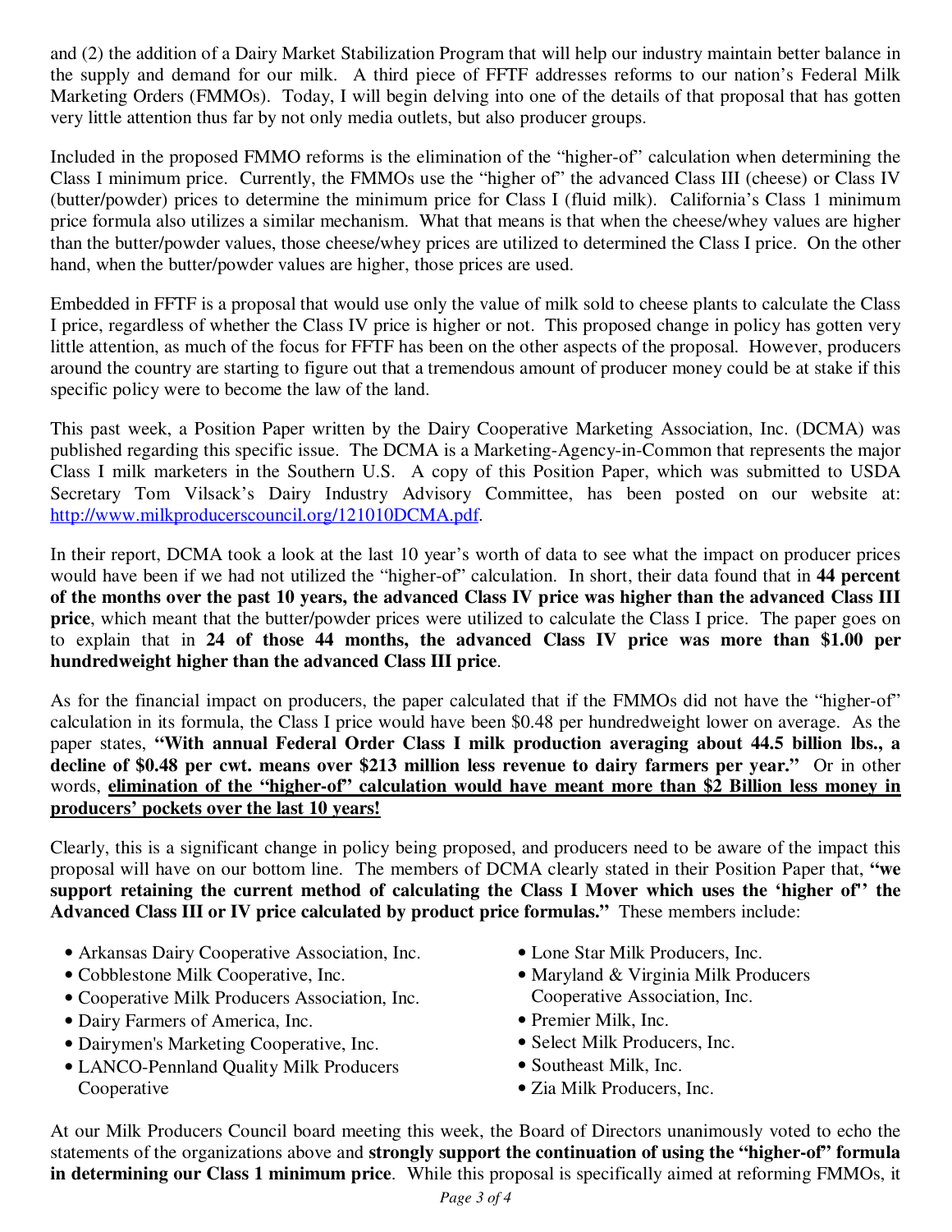and (2) the addition of a Dairy Market Stabilization Program that will help our industry maintain better balance in the supply and demand for our milk. A third piece of FFTF addresses reforms to our nation's Federal Milk Marketing Orders (FMMOs). Today, I will begin delving into one of the details of that proposal that has gotten very little attention thus far by not only media outlets, but also producer groups.

Included in the proposed FMMO reforms is the elimination of the "higher-of" calculation when determining the Class I minimum price. Currently, the FMMOs use the "higher of" the advanced Class III (cheese) or Class IV (butter/powder) prices to determine the minimum price for Class I (fluid milk). California's Class 1 minimum price formula also utilizes a similar mechanism. What that means is that when the cheese/whey values are higher than the butter/powder values, those cheese/whey prices are utilized to determined the Class I price. On the other hand, when the butter/powder values are higher, those prices are used.

Embedded in FFTF is a proposal that would use only the value of milk sold to cheese plants to calculate the Class I price, regardless of whether the Class IV price is higher or not. This proposed change in policy has gotten very little attention, as much of the focus for FFTF has been on the other aspects of the proposal. However, producers around the country are starting to figure out that a tremendous amount of producer money could be at stake if this specific policy were to become the law of the land.

This past week, a Position Paper written by the Dairy Cooperative Marketing Association, Inc. (DCMA) was published regarding this specific issue. The DCMA is a Marketing-Agency-in-Common that represents the major Class I milk marketers in the Southern U.S. A copy of this Position Paper, which was submitted to USDA Secretary Tom Vilsack's Dairy Industry Advisory Committee, has been posted on our website at: [http://www.milkproducerscouncil.org/121010DCMA.pdf](http://www.milkproducerscouncil.org/121010DCMA.pdf).

In their report, DCMA took a look at the last 10 year's worth of data to see what the impact on producer prices would have been if we had not utilized the "higher-of" calculation. In short, their data found that in **44 percent of the months over the past 10 years, the advanced Class IV price was higher than the advanced Class III price**, which meant that the butter/powder prices were utilized to calculate the Class I price. The paper goes on to explain that in **24 of those 44 months, the advanced Class IV price was more than $1.00 per hundredweight higher than the advanced Class III price**.

As for the financial impact on producers, the paper calculated that if the FMMOs did not have the "higher-of" calculation in its formula, the Class I price would have been $0.48 per hundredweight lower on average. As the paper states, **"With annual Federal Order Class I milk production averaging about 44.5 billion lbs., a decline of $0.48 per cwt. means over $213 million less revenue to dairy farmers per year."** Or in other words, <u>**elimination of the "higher-of" calculation would have meant more than $2 Billion less money in producers' pockets over the last 10 years!**</u>

Clearly, this is a significant change in policy being proposed, and producers need to be aware of the impact this proposal will have on our bottom line. The members of DCMA clearly stated in their Position Paper that, **"we support retaining the current method of calculating the Class I Mover which uses the 'higher of'' the Advanced Class III or IV price calculated by product price formulas."** These members include:

- Arkansas Dairy Cooperative Association, Inc.
- Cobblestone Milk Cooperative, Inc.
- Cooperative Milk Producers Association, Inc.
- Dairy Farmers of America, Inc.
- Dairymen's Marketing Cooperative, Inc.
- LANCO-Pennland Quality Milk Producers Cooperative
- Lone Star Milk Producers, Inc.
- Maryland & Virginia Milk Producers Cooperative Association, Inc.
- Premier Milk, Inc.
- Select Milk Producers, Inc.
- Southeast Milk, Inc.
- Zia Milk Producers, Inc.

At our Milk Producers Council board meeting this week, the Board of Directors unanimously voted to echo the statements of the organizations above and **strongly support the continuation of using the "higher-of" formula in determining our Class 1 minimum price**. While this proposal is specifically aimed at reforming FMMOs, it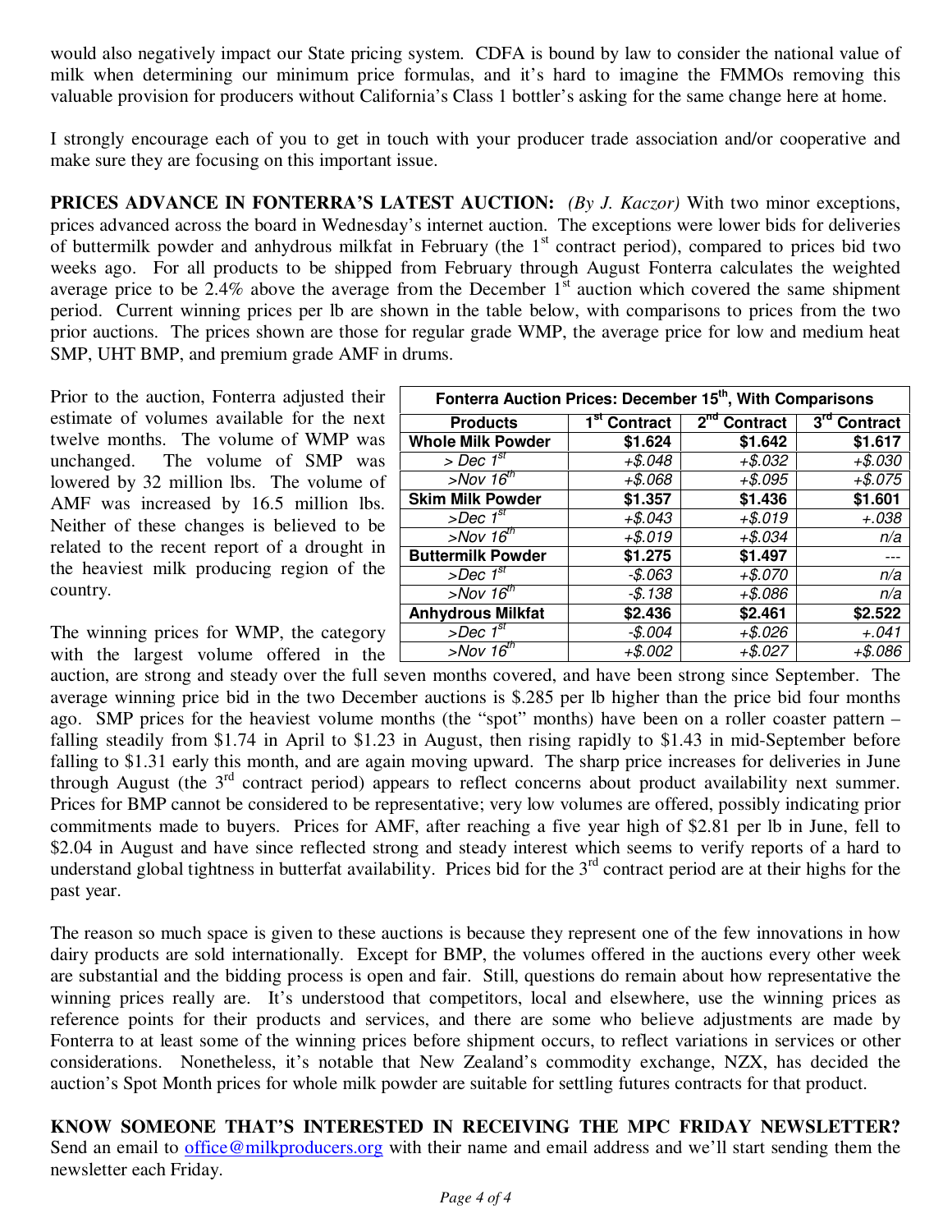would also negatively impact our State pricing system. CDFA is bound by law to consider the national value of milk when determining our minimum price formulas, and it's hard to imagine the FMMOs removing this valuable provision for producers without California's Class 1 bottler's asking for the same change here at home.

I strongly encourage each of you to get in touch with your producer trade association and/or cooperative and make sure they are focusing on this important issue.

**PRICES ADVANCE IN FONTERRA'S LATEST AUCTION:** *(By J. Kaczor)* With two minor exceptions, prices advanced across the board in Wednesday's internet auction. The exceptions were lower bids for deliveries of buttermilk powder and anhydrous milkfat in February (the 1st contract period), compared to prices bid two weeks ago. For all products to be shipped from February through August Fonterra calculates the weighted average price to be 2.4% above the average from the December 1st auction which covered the same shipment period. Current winning prices per lb are shown in the table below, with comparisons to prices from the two prior auctions. The prices shown are those for regular grade WMP, the average price for low and medium heat SMP, UHT BMP, and premium grade AMF in drums.

| Fonterra Auction Prices: December 15th, With Comparisons | | | |
|---|---|---|---|
| **Products** | **1st Contract** | **2nd Contract** | **3rd Contract** |
| **Whole Milk Powder** | **$1.624** | **$1.642** | **$1.617** |
| *> Dec 1st* | *+$.048* | *+$.032* | *+$.030* |
| *>Nov 16th* | *+$.068* | *+$.095* | *+$.075* |
| **Skim Milk Powder** | **$1.357** | **$1.436** | **$1.601** |
| *>Dec 1st* | *+$.043* | *+$.019* | *+.038* |
| *>Nov 16th* | *+$.019* | *+$.034* | *n/a* |
| **Buttermilk Powder** | **$1.275** | **$1.497** | --- |
| *>Dec 1st* | *-$.063* | *+$.070* | *n/a* |
| *>Nov 16th* | *-$.138* | *+$.086* | *n/a* |
| **Anhydrous Milkfat** | **$2.436** | **$2.461** | **$2.522** |
| *>Dec 1st* | *-$.004* | *+$.026* | *+.041* |
| *>Nov 16th* | *+$.002* | *+$.027* | *+$.086* |

Prior to the auction, Fonterra adjusted their estimate of volumes available for the next twelve months. The volume of WMP was unchanged. The volume of SMP was lowered by 32 million lbs. The volume of AMF was increased by 16.5 million lbs. Neither of these changes is believed to be related to the recent report of a drought in the heaviest milk producing region of the country.

The winning prices for WMP, the category with the largest volume offered in the auction, are strong and steady over the full seven months covered, and have been strong since September. The average winning price bid in the two December auctions is $.285 per lb higher than the price bid four months ago. SMP prices for the heaviest volume months (the "spot" months) have been on a roller coaster pattern – falling steadily from $1.74 in April to $1.23 in August, then rising rapidly to $1.43 in mid-September before falling to $1.31 early this month, and are again moving upward. The sharp price increases for deliveries in June through August (the 3rd contract period) appears to reflect concerns about product availability next summer. Prices for BMP cannot be considered to be representative; very low volumes are offered, possibly indicating prior commitments made to buyers. Prices for AMF, after reaching a five year high of $2.81 per lb in June, fell to $2.04 in August and have since reflected strong and steady interest which seems to verify reports of a hard to understand global tightness in butterfat availability. Prices bid for the 3rd contract period are at their highs for the past year.

The reason so much space is given to these auctions is because they represent one of the few innovations in how dairy products are sold internationally. Except for BMP, the volumes offered in the auctions every other week are substantial and the bidding process is open and fair. Still, questions do remain about how representative the winning prices really are. It's understood that competitors, local and elsewhere, use the winning prices as reference points for their products and services, and there are some who believe adjustments are made by Fonterra to at least some of the winning prices before shipment occurs, to reflect variations in services or other considerations. Nonetheless, it's notable that New Zealand's commodity exchange, NZX, has decided the auction's Spot Month prices for whole milk powder are suitable for settling futures contracts for that product.

**KNOW SOMEONE THAT'S INTERESTED IN RECEIVING THE MPC FRIDAY NEWSLETTER?** Send an email to office@milkproducers.org with their name and email address and we'll start sending them the newsletter each Friday.